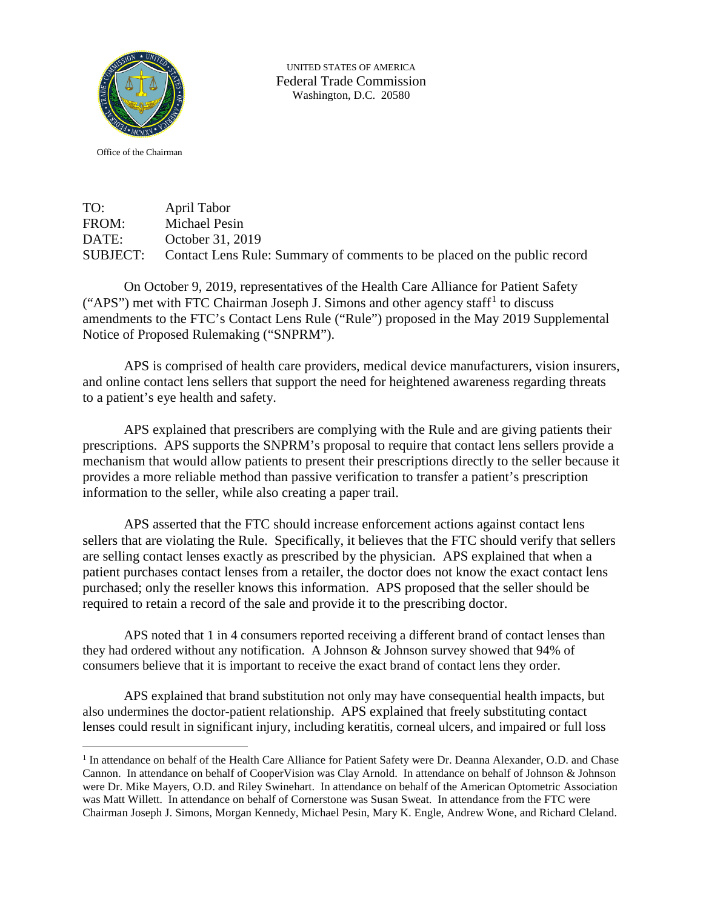UNITED STATES OF AMERICA
Federal Trade Commission
Washington, D.C. 20580

Office of the Chairman

TO: April Tabor
FROM: Michael Pesin
DATE: October 31, 2019
SUBJECT: Contact Lens Rule: Summary of comments to be placed on the public record

On October 9, 2019, representatives of the Health Care Alliance for Patient Safety ("APS") met with FTC Chairman Joseph J. Simons and other agency staff[1] to discuss amendments to the FTC's Contact Lens Rule ("Rule") proposed in the May 2019 Supplemental Notice of Proposed Rulemaking ("SNPRM").

APS is comprised of health care providers, medical device manufacturers, vision insurers, and online contact lens sellers that support the need for heightened awareness regarding threats to a patient's eye health and safety.

APS explained that prescribers are complying with the Rule and are giving patients their prescriptions. APS supports the SNPRM's proposal to require that contact lens sellers provide a mechanism that would allow patients to present their prescriptions directly to the seller because it provides a more reliable method than passive verification to transfer a patient's prescription information to the seller, while also creating a paper trail.

APS asserted that the FTC should increase enforcement actions against contact lens sellers that are violating the Rule. Specifically, it believes that the FTC should verify that sellers are selling contact lenses exactly as prescribed by the physician. APS explained that when a patient purchases contact lenses from a retailer, the doctor does not know the exact contact lens purchased; only the reseller knows this information. APS proposed that the seller should be required to retain a record of the sale and provide it to the prescribing doctor.

APS noted that 1 in 4 consumers reported receiving a different brand of contact lenses than they had ordered without any notification. A Johnson & Johnson survey showed that 94% of consumers believe that it is important to receive the exact brand of contact lens they order.

APS explained that brand substitution not only may have consequential health impacts, but also undermines the doctor-patient relationship. APS explained that freely substituting contact lenses could result in significant injury, including keratitis, corneal ulcers, and impaired or full loss

[1] In attendance on behalf of the Health Care Alliance for Patient Safety were Dr. Deanna Alexander, O.D. and Chase Cannon. In attendance on behalf of CooperVision was Clay Arnold. In attendance on behalf of Johnson & Johnson were Dr. Mike Mayers, O.D. and Riley Swinehart. In attendance on behalf of the American Optometric Association was Matt Willett. In attendance on behalf of Cornerstone was Susan Sweat. In attendance from the FTC were Chairman Joseph J. Simons, Morgan Kennedy, Michael Pesin, Mary K. Engle, Andrew Wone, and Richard Cleland.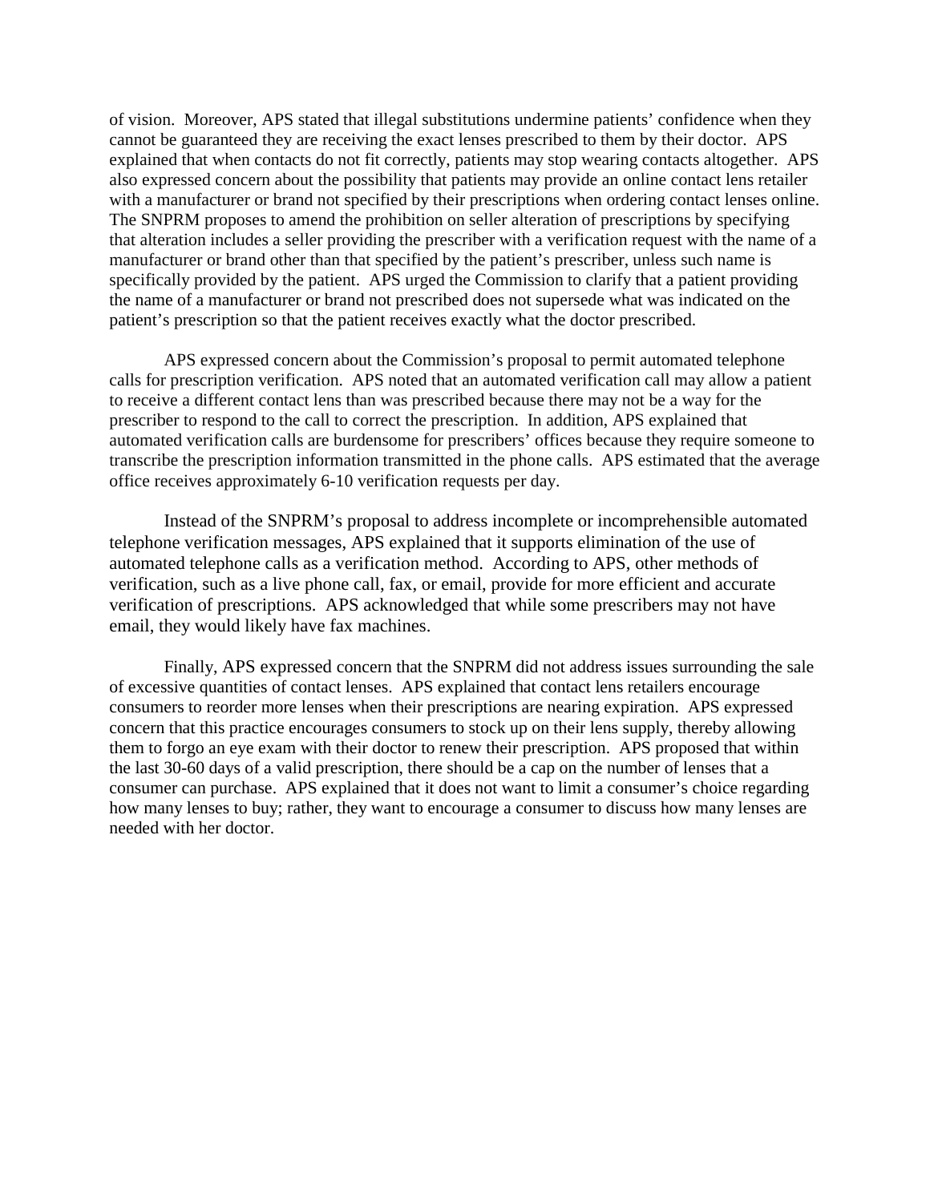of vision. Moreover, APS stated that illegal substitutions undermine patients' confidence when they cannot be guaranteed they are receiving the exact lenses prescribed to them by their doctor. APS explained that when contacts do not fit correctly, patients may stop wearing contacts altogether. APS also expressed concern about the possibility that patients may provide an online contact lens retailer with a manufacturer or brand not specified by their prescriptions when ordering contact lenses online. The SNPRM proposes to amend the prohibition on seller alteration of prescriptions by specifying that alteration includes a seller providing the prescriber with a verification request with the name of a manufacturer or brand other than that specified by the patient's prescriber, unless such name is specifically provided by the patient. APS urged the Commission to clarify that a patient providing the name of a manufacturer or brand not prescribed does not supersede what was indicated on the patient's prescription so that the patient receives exactly what the doctor prescribed.

APS expressed concern about the Commission's proposal to permit automated telephone calls for prescription verification. APS noted that an automated verification call may allow a patient to receive a different contact lens than was prescribed because there may not be a way for the prescriber to respond to the call to correct the prescription. In addition, APS explained that automated verification calls are burdensome for prescribers' offices because they require someone to transcribe the prescription information transmitted in the phone calls. APS estimated that the average office receives approximately 6-10 verification requests per day.

Instead of the SNPRM's proposal to address incomplete or incomprehensible automated telephone verification messages, APS explained that it supports elimination of the use of automated telephone calls as a verification method. According to APS, other methods of verification, such as a live phone call, fax, or email, provide for more efficient and accurate verification of prescriptions. APS acknowledged that while some prescribers may not have email, they would likely have fax machines.

Finally, APS expressed concern that the SNPRM did not address issues surrounding the sale of excessive quantities of contact lenses. APS explained that contact lens retailers encourage consumers to reorder more lenses when their prescriptions are nearing expiration. APS expressed concern that this practice encourages consumers to stock up on their lens supply, thereby allowing them to forgo an eye exam with their doctor to renew their prescription. APS proposed that within the last 30-60 days of a valid prescription, there should be a cap on the number of lenses that a consumer can purchase. APS explained that it does not want to limit a consumer's choice regarding how many lenses to buy; rather, they want to encourage a consumer to discuss how many lenses are needed with her doctor.